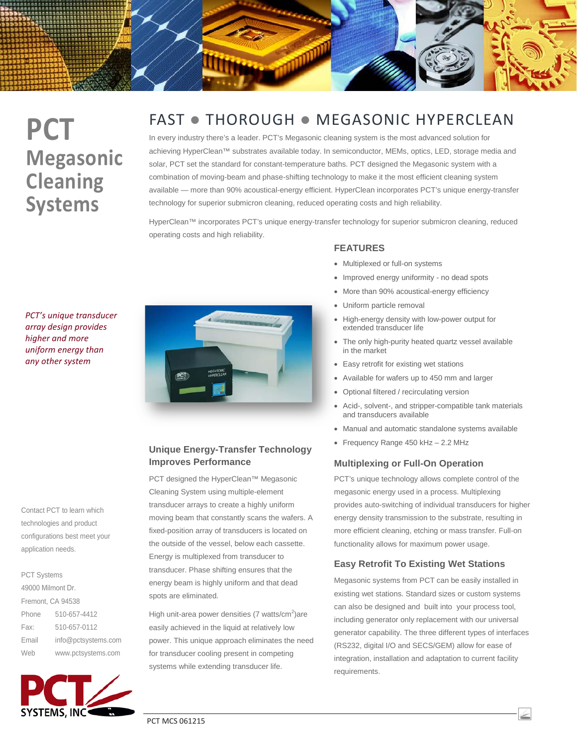# PCT Megasonic Cleaning Systems

## FAST ● THOROUGH ● MEGASONIC HYPERCLEAN

In every industry there's a leader. PCT's Megasonic cleaning system is the most advanced solution for achieving HyperClean™ substrates available today. In semiconductor, MEMs, optics, LED, storage media and solar, PCT set the standard for constant-temperature baths. PCT designed the Megasonic system with a combination of moving-beam and phase-shifting technology to make it the most efficient cleaning system available — more than 90% acoustical-energy efficient. HyperClean incorporates PCT's unique energy-transfer technology for superior submicron cleaning, reduced operating costs and high reliability.

HyperClean™ incorporates PCT's unique energy-transfer technology for superior submicron cleaning, reduced operating costs and high reliability.

*PCT's unique transducer array design provides higher and more uniform energy than any other system*

### FEATURES

- Multiplexed or full-on systems
- Improved energy uniformity - no dead spots
- More than 90% acoustical-energy efficiency
- Uniform particle removal
- High-energy density with low-power output for extended transducer life
- The only high-purity heated quartz vessel available in the market
- Easy retrofit for existing wet stations
- Available for wafers up to 450 mm and larger
- Optional filtered / recirculating version
- Acid-, solvent-, and stripper-compatible tank materials and transducers available
- Manual and automatic standalone systems available
- Frequency Range 450 kHz – 2.2 MHz

### Unique Energy-Transfer Technology Improves Performance

PCT designed the HyperClean™ Megasonic Cleaning System using multiple-element transducer arrays to create a highly uniform moving beam that constantly scans the wafers. A fixed-position array of transducers is located on the outside of the vessel, below each cassette. Energy is multiplexed from transducer to transducer. Phase shifting ensures that the energy beam is highly uniform and that dead spots are eliminated.

High unit-area power densities (7 watts/cm$^2$)are easily achieved in the liquid at relatively low power. This unique approach eliminates the need for transducer cooling present in competing systems while extending transducer life.

### Multiplexing or Full-On Operation

PCT's unique technology allows complete control of the megasonic energy used in a process. Multiplexing provides auto-switching of individual transducers for higher energy density transmission to the substrate, resulting in more efficient cleaning, etching or mass transfer. Full-on functionality allows for maximum power usage.

### Easy Retrofit To Existing Wet Stations

Megasonic systems from PCT can be easily installed in existing wet stations. Standard sizes or custom systems can also be designed and built into your process tool, including generator only replacement with our universal generator capability. The three different types of interfaces (RS232, digital I/O and SECS/GEM) allow for ease of integration, installation and adaptation to current facility requirements.

Contact PCT to learn which technologies and product configurations best meet your application needs.

PCT Systems
49000 Milmont Dr.
Fremont, CA 94538

| | |
|---|---|
| Phone | 510-657-4412 |
| Fax: | 510-657-0112 |
| Email | info@pctsystems.com |
| Web | www.pctsystems.com |

PCT SYSTEMS, INC

PCT MCS 061215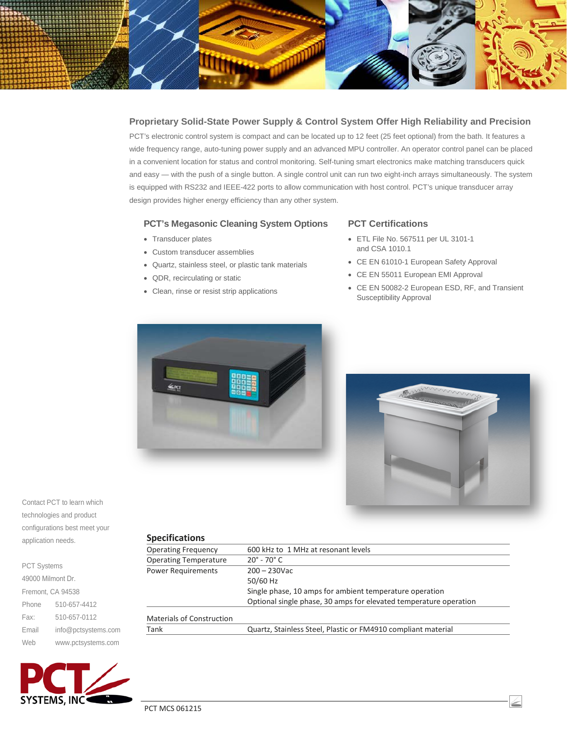## Proprietary Solid-State Power Supply & Control System Offer High Reliability and Precision

PCT's electronic control system is compact and can be located up to 12 feet (25 feet optional) from the bath. It features a wide frequency range, auto-tuning power supply and an advanced MPU controller. An operator control panel can be placed in a convenient location for status and control monitoring. Self-tuning smart electronics make matching transducers quick and easy — with the push of a single button. A single control unit can run two eight-inch arrays simultaneously. The system is equipped with RS232 and IEEE-422 ports to allow communication with host control. PCT's unique transducer array design provides higher energy efficiency than any other system.

### PCT's Megasonic Cleaning System Options

- Transducer plates
- Custom transducer assemblies
- Quartz, stainless steel, or plastic tank materials
- QDR, recirculating or static
- Clean, rinse or resist strip applications

### PCT Certifications

- ETL File No. 567511 per UL 3101-1 and CSA 1010.1
- CE EN 61010-1 European Safety Approval
- CE EN 55011 European EMI Approval
- CE EN 50082-2 European ESD, RF, and Transient Susceptibility Approval

Contact PCT to learn which technologies and product configurations best meet your application needs.

PCT Systems
49000 Milmont Dr.
Fremont, CA 94538

Phone 510-657-4412
Fax: 510-657-0112
Email info@pctsystems.com
Web www.pctsystems.com

### Specifications

| | |
|---|---|
| Operating Frequency | 600 kHz to 1 MHz at resonant levels |
| Operating Temperature | 20° - 70° C |
| Power Requirements | 200 – 230Vac<br>50/60 Hz<br>Single phase, 10 amps for ambient temperature operation<br>Optional single phase, 30 amps for elevated temperature operation |
| Materials of Construction | |
| Tank | Quartz, Stainless Steel, Plastic or FM4910 compliant material |

PCT MCS 061215